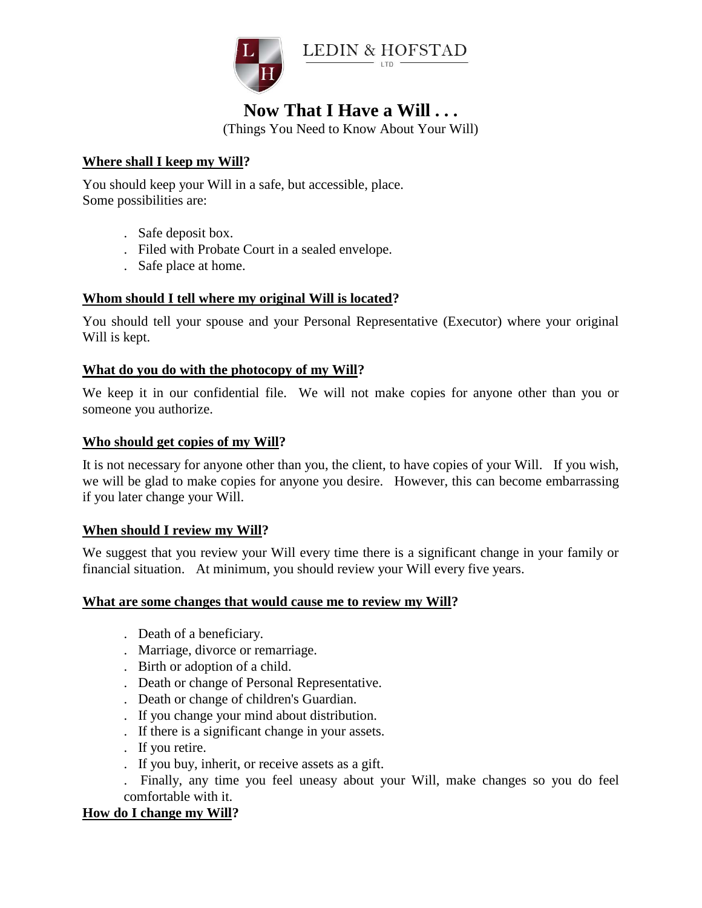LEDIN & HOFSTAD LTD

# Now That I Have a Will . . .

(Things You Need to Know About Your Will)

## **Where shall I keep my Will?**

You should keep your Will in a safe, but accessible, place.
Some possibilities are:

- Safe deposit box.
- Filed with Probate Court in a sealed envelope.
- Safe place at home.

## **Whom should I tell where my original Will is located?**

You should tell your spouse and your Personal Representative (Executor) where your original Will is kept.

## **What do you do with the photocopy of my Will?**

We keep it in our confidential file. We will not make copies for anyone other than you or someone you authorize.

## **Who should get copies of my Will?**

It is not necessary for anyone other than you, the client, to have copies of your Will. If you wish, we will be glad to make copies for anyone you desire. However, this can become embarrassing if you later change your Will.

## **When should I review my Will?**

We suggest that you review your Will every time there is a significant change in your family or financial situation. At minimum, you should review your Will every five years.

## **What are some changes that would cause me to review my Will?**

- Death of a beneficiary.
- Marriage, divorce or remarriage.
- Birth or adoption of a child.
- Death or change of Personal Representative.
- Death or change of children's Guardian.
- If you change your mind about distribution.
- If there is a significant change in your assets.
- If you retire.
- If you buy, inherit, or receive assets as a gift.
- Finally, any time you feel uneasy about your Will, make changes so you do feel comfortable with it.

## **How do I change my Will?**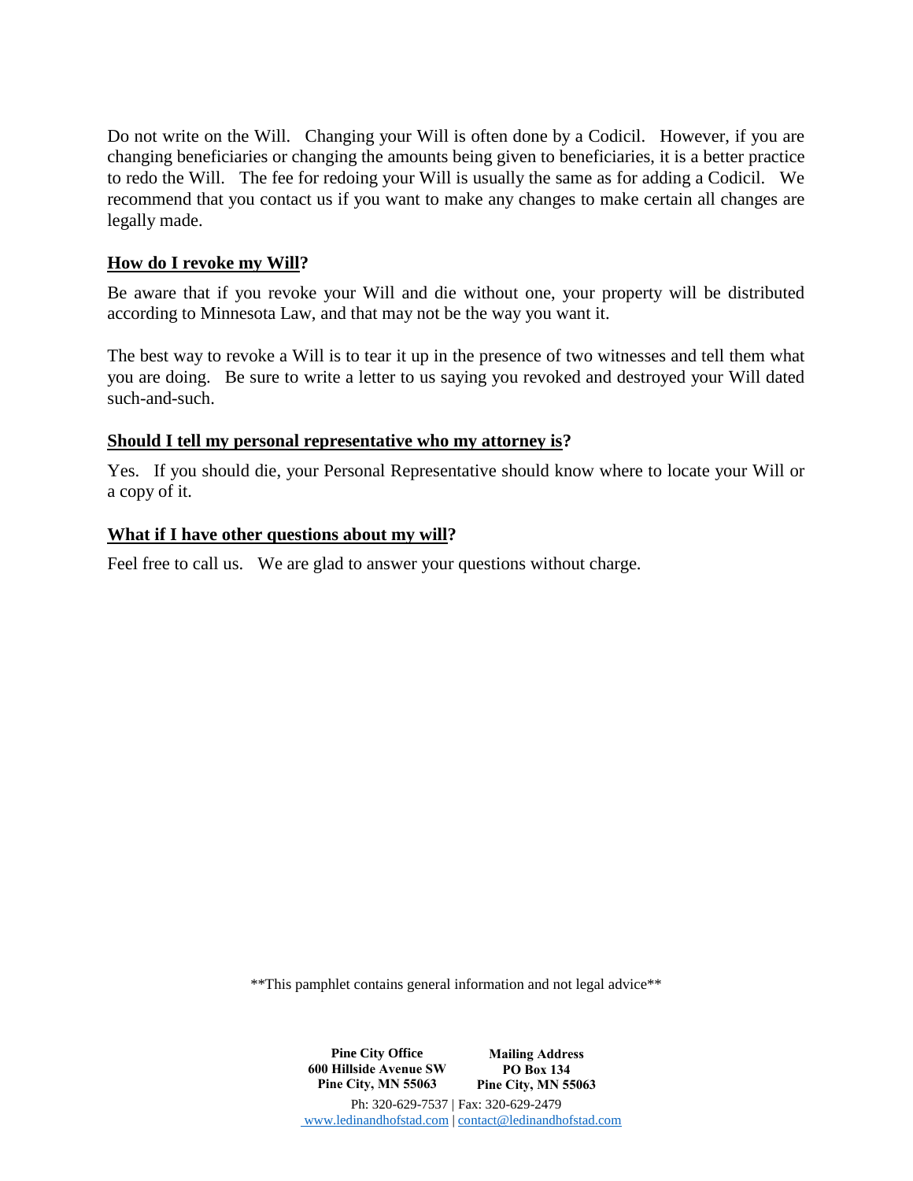Do not write on the Will. Changing your Will is often done by a Codicil. However, if you are changing beneficiaries or changing the amounts being given to beneficiaries, it is a better practice to redo the Will. The fee for redoing your Will is usually the same as for adding a Codicil. We recommend that you contact us if you want to make any changes to make certain all changes are legally made.

**<u>How do I revoke my Will</u>?**

Be aware that if you revoke your Will and die without one, your property will be distributed according to Minnesota Law, and that may not be the way you want it.

The best way to revoke a Will is to tear it up in the presence of two witnesses and tell them what you are doing. Be sure to write a letter to us saying you revoked and destroyed your Will dated such-and-such.

**<u>Should I tell my personal representative who my attorney is</u>?**

Yes. If you should die, your Personal Representative should know where to locate your Will or a copy of it.

**<u>What if I have other questions about my will</u>?**

Feel free to call us. We are glad to answer your questions without charge.

**This pamphlet contains general information and not legal advice**

**Pine City Office**
**600 Hillside Avenue SW**
**Pine City, MN 55063**

**Mailing Address**
**PO Box 134**
**Pine City, MN 55063**

Ph: 320-629-7537 | Fax: 320-629-2479
www.ledinandhofstad.com | contact@ledinandhofstad.com